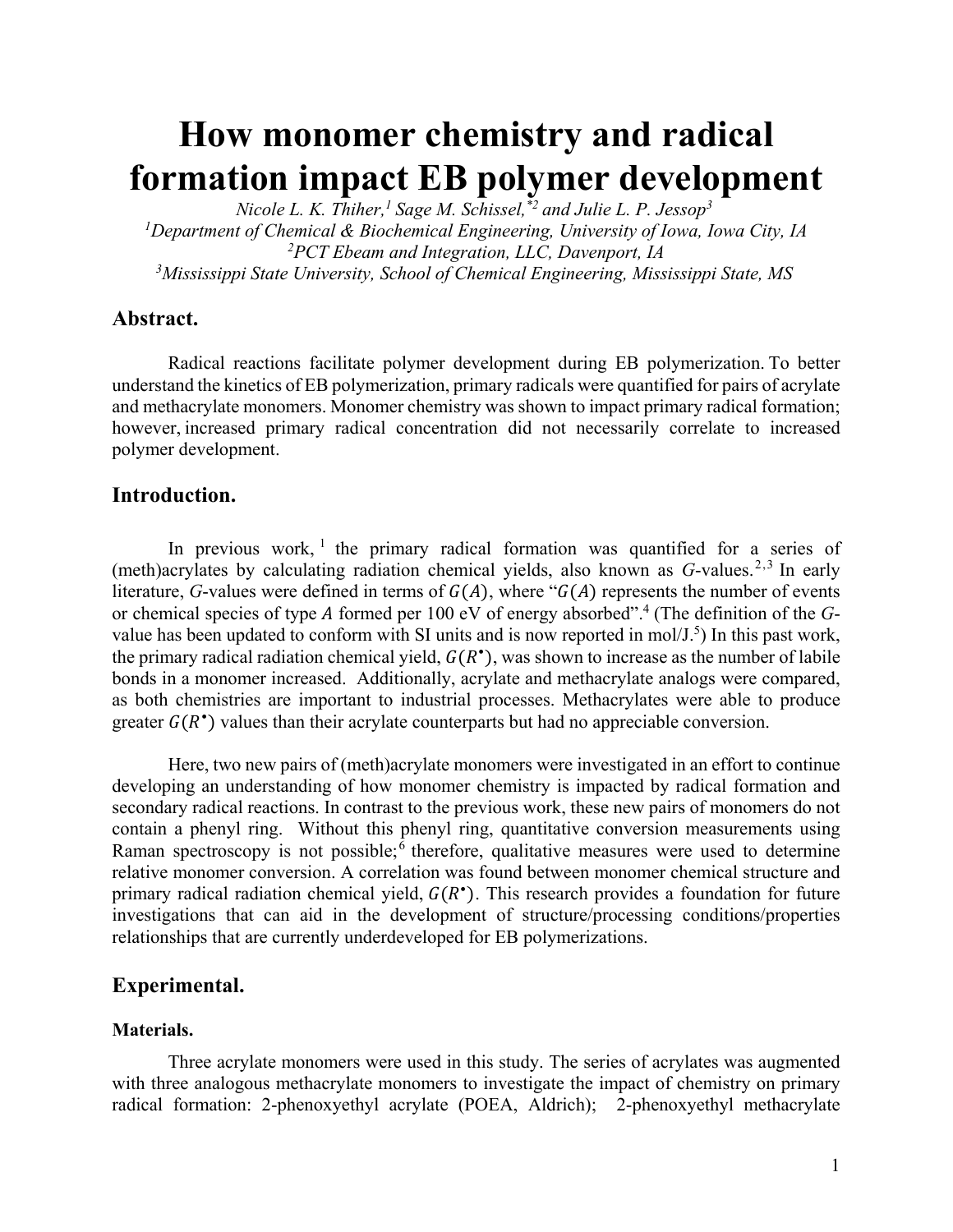# How monomer chemistry and radical formation impact EB polymer development

*Nicole L. K. Thiher,[1] Sage M. Schissel,[*2] and Julie L. P. Jessop[3]*

[1]*Department of Chemical & Biochemical Engineering, University of Iowa, Iowa City, IA*

[2]*PCT Ebeam and Integration, LLC, Davenport, IA*

[3]*Mississippi State University, School of Chemical Engineering, Mississippi State, MS*

## Abstract.

Radical reactions facilitate polymer development during EB polymerization. To better understand the kinetics of EB polymerization, primary radicals were quantified for pairs of acrylate and methacrylate monomers. Monomer chemistry was shown to impact primary radical formation; however, increased primary radical concentration did not necessarily correlate to increased polymer development.

## Introduction.

In previous work,[1] the primary radical formation was quantified for a series of (meth)acrylates by calculating radiation chemical yields, also known as *G*-values.[2,3] In early literature, *G*-values were defined in terms of $G(A)$, where "$G(A)$ represents the number of events or chemical species of type $A$ formed per 100 eV of energy absorbed".[4] (The definition of the *G*-value has been updated to conform with SI units and is now reported in mol/J.[5]) In this past work, the primary radical radiation chemical yield, $G(R^{\bullet})$, was shown to increase as the number of labile bonds in a monomer increased. Additionally, acrylate and methacrylate analogs were compared, as both chemistries are important to industrial processes. Methacrylates were able to produce greater $G(R^{\bullet})$ values than their acrylate counterparts but had no appreciable conversion.

Here, two new pairs of (meth)acrylate monomers were investigated in an effort to continue developing an understanding of how monomer chemistry is impacted by radical formation and secondary radical reactions. In contrast to the previous work, these new pairs of monomers do not contain a phenyl ring. Without this phenyl ring, quantitative conversion measurements using Raman spectroscopy is not possible;[6] therefore, qualitative measures were used to determine relative monomer conversion. A correlation was found between monomer chemical structure and primary radical radiation chemical yield, $G(R^{\bullet})$. This research provides a foundation for future investigations that can aid in the development of structure/processing conditions/properties relationships that are currently underdeveloped for EB polymerizations.

## Experimental.

### Materials.

Three acrylate monomers were used in this study. The series of acrylates was augmented with three analogous methacrylate monomers to investigate the impact of chemistry on primary radical formation: 2-phenoxyethyl acrylate (POEA, Aldrich); 2-phenoxyethyl methacrylate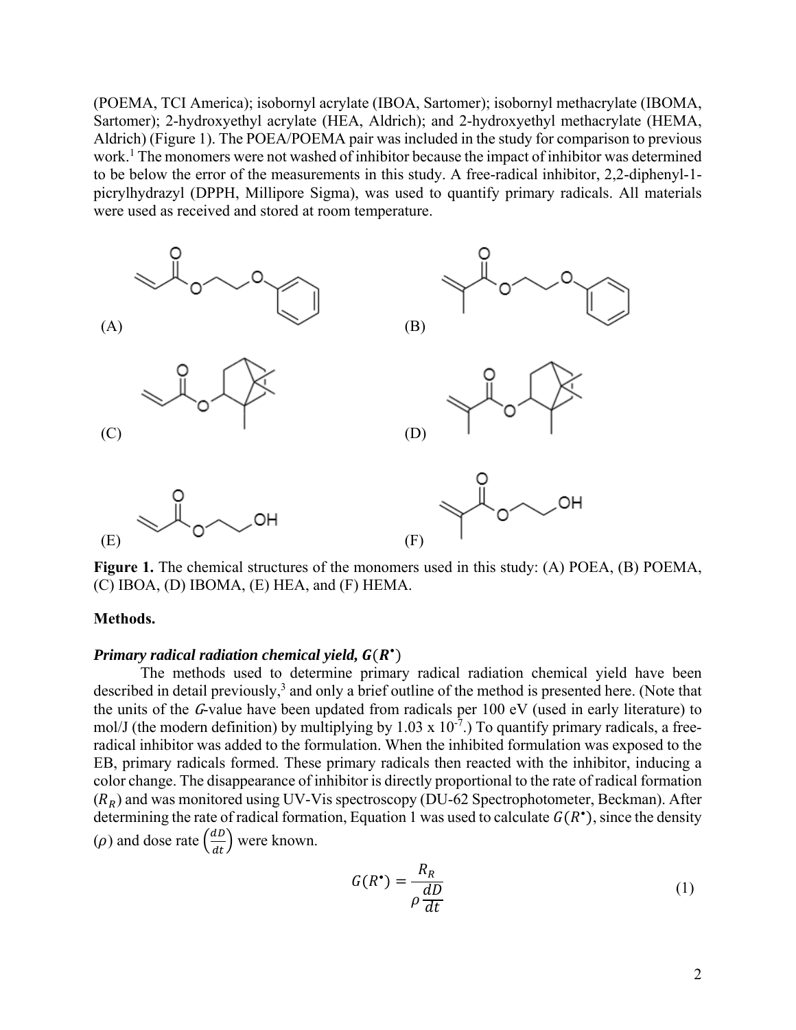(POEMA, TCI America); isobornyl acrylate (IBOA, Sartomer); isobornyl methacrylate (IBOMA, Sartomer); 2-hydroxyethyl acrylate (HEA, Aldrich); and 2-hydroxyethyl methacrylate (HEMA, Aldrich) (Figure 1). The POEA/POEMA pair was included in the study for comparison to previous work.[1] The monomers were not washed of inhibitor because the impact of inhibitor was determined to be below the error of the measurements in this study. A free-radical inhibitor, 2,2-diphenyl-1-picrylhydrazyl (DPPH, Millipore Sigma), was used to quantify primary radicals. All materials were used as received and stored at room temperature.

(A) (B)

(C) (D)

(E) (F)

**Figure 1.** The chemical structures of the monomers used in this study: (A) POEA, (B) POEMA, (C) IBOA, (D) IBOMA, (E) HEA, and (F) HEMA.

**Methods.**

***Primary radical radiation chemical yield, $G(R^{\bullet})$***

The methods used to determine primary radical radiation chemical yield have been described in detail previously,[3] and only a brief outline of the method is presented here. (Note that the units of the *G*-value have been updated from radicals per 100 eV (used in early literature) to mol/J (the modern definition) by multiplying by 1.03 x $10^{-7}$.) To quantify primary radicals, a free-radical inhibitor was added to the formulation. When the inhibited formulation was exposed to the EB, primary radicals formed. These primary radicals then reacted with the inhibitor, inducing a color change. The disappearance of inhibitor is directly proportional to the rate of radical formation ($R_R$) and was monitored using UV-Vis spectroscopy (DU-62 Spectrophotometer, Beckman). After determining the rate of radical formation, Equation 1 was used to calculate $G(R^{\bullet})$, since the density ($\rho$) and dose rate $\left(\frac{dD}{dt}\right)$ were known.

$$G(R^{\bullet}) = \frac{R_R}{\rho \frac{dD}{dt}} \tag{1}$$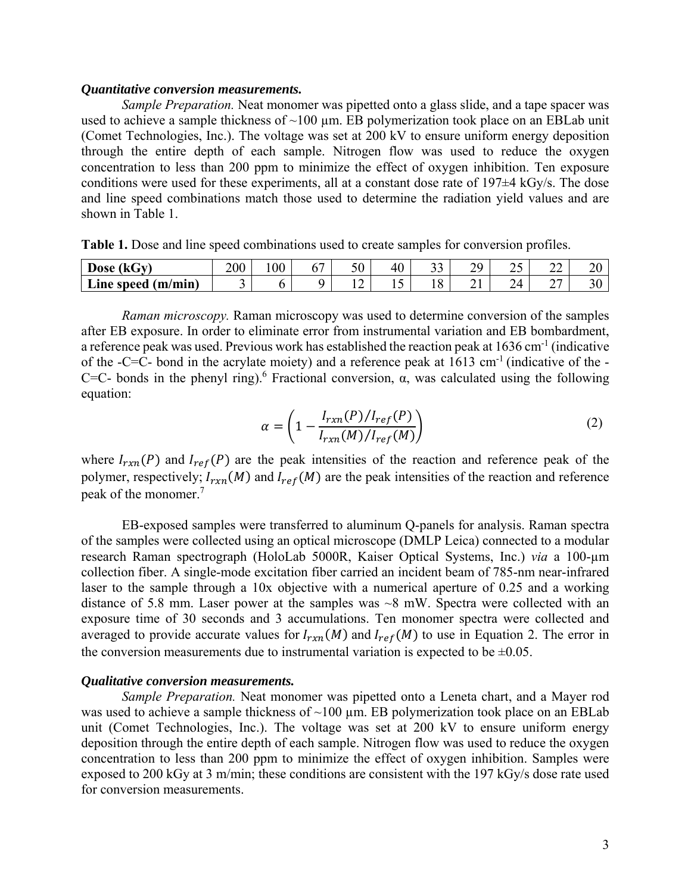***Quantitative conversion measurements.***

*Sample Preparation.* Neat monomer was pipetted onto a glass slide, and a tape spacer was used to achieve a sample thickness of ~100 µm. EB polymerization took place on an EBLab unit (Comet Technologies, Inc.). The voltage was set at 200 kV to ensure uniform energy deposition through the entire depth of each sample. Nitrogen flow was used to reduce the oxygen concentration to less than 200 ppm to minimize the effect of oxygen inhibition. Ten exposure conditions were used for these experiments, all at a constant dose rate of 197±4 kGy/s. The dose and line speed combinations match those used to determine the radiation yield values and are shown in Table 1.

**Table 1.** Dose and line speed combinations used to create samples for conversion profiles.

| **Dose (kGy)** | 200 | 100 | 67 | 50 | 40 | 33 | 29 | 25 | 22 | 20 |
|---|---|---|---|---|---|---|---|---|---|---|
| **Line speed (m/min)** | 3 | 6 | 9 | 12 | 15 | 18 | 21 | 24 | 27 | 30 |

*Raman microscopy.* Raman microscopy was used to determine conversion of the samples after EB exposure. In order to eliminate error from instrumental variation and EB bombardment, a reference peak was used. Previous work has established the reaction peak at 1636 cm$^{-1}$ (indicative of the -C=C- bond in the acrylate moiety) and a reference peak at 1613 cm$^{-1}$ (indicative of the -C=C- bonds in the phenyl ring).[6] Fractional conversion, α, was calculated using the following equation:

$$\alpha = \left(1 - \frac{I_{rxn}(P)/I_{ref}(P)}{I_{rxn}(M)/I_{ref}(M)}\right) \tag{2}$$

where $I_{rxn}(P)$ and $I_{ref}(P)$ are the peak intensities of the reaction and reference peak of the polymer, respectively; $I_{rxn}(M)$ and $I_{ref}(M)$ are the peak intensities of the reaction and reference peak of the monomer.[7]

EB-exposed samples were transferred to aluminum Q-panels for analysis. Raman spectra of the samples were collected using an optical microscope (DMLP Leica) connected to a modular research Raman spectrograph (HoloLab 5000R, Kaiser Optical Systems, Inc.) *via* a 100-µm collection fiber. A single-mode excitation fiber carried an incident beam of 785-nm near-infrared laser to the sample through a 10x objective with a numerical aperture of 0.25 and a working distance of 5.8 mm. Laser power at the samples was ~8 mW. Spectra were collected with an exposure time of 30 seconds and 3 accumulations. Ten monomer spectra were collected and averaged to provide accurate values for $I_{rxn}(M)$ and $I_{ref}(M)$ to use in Equation 2. The error in the conversion measurements due to instrumental variation is expected to be ±0.05.

***Qualitative conversion measurements.***

*Sample Preparation.* Neat monomer was pipetted onto a Leneta chart, and a Mayer rod was used to achieve a sample thickness of ~100 µm. EB polymerization took place on an EBLab unit (Comet Technologies, Inc.). The voltage was set at 200 kV to ensure uniform energy deposition through the entire depth of each sample. Nitrogen flow was used to reduce the oxygen concentration to less than 200 ppm to minimize the effect of oxygen inhibition. Samples were exposed to 200 kGy at 3 m/min; these conditions are consistent with the 197 kGy/s dose rate used for conversion measurements.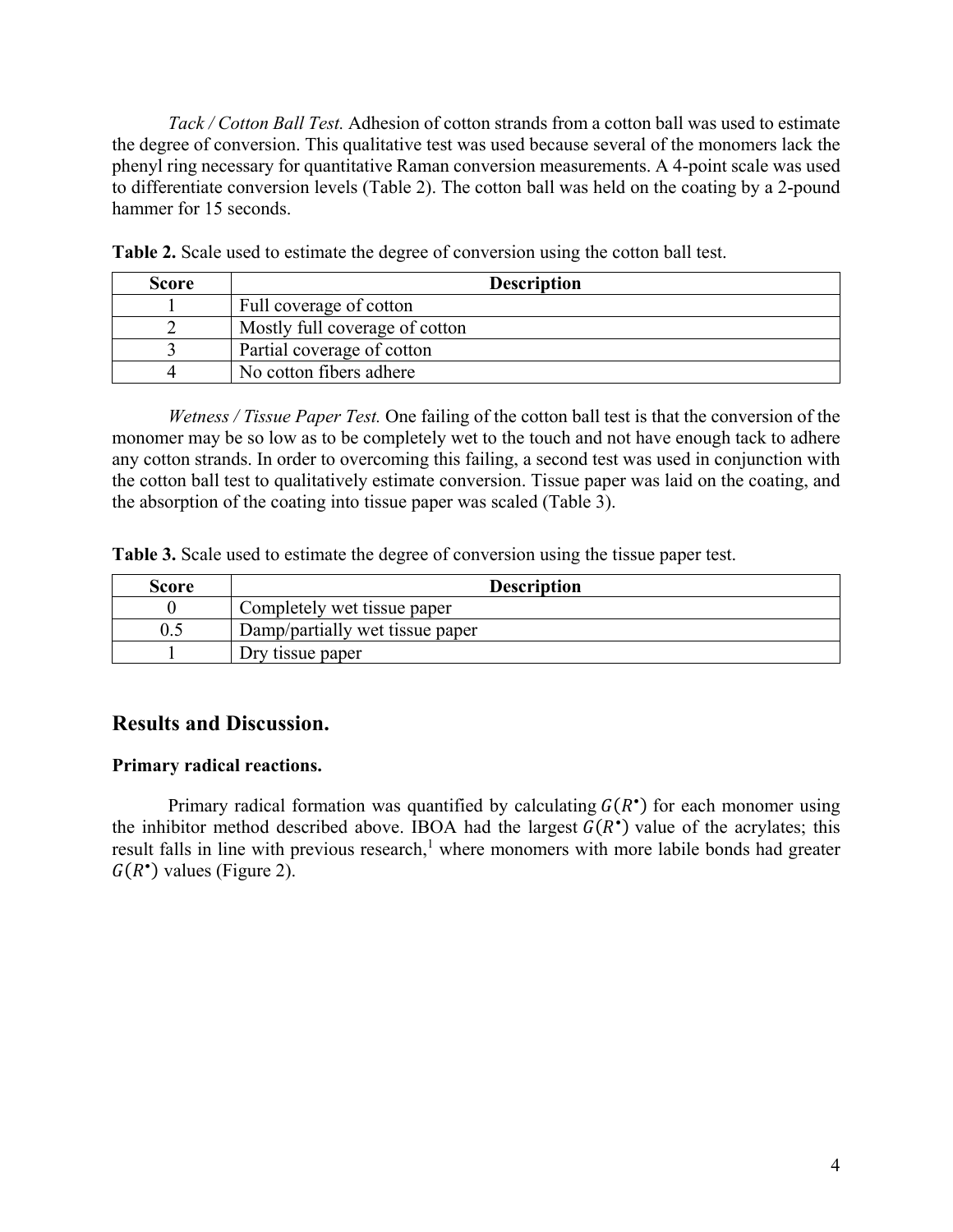*Tack / Cotton Ball Test.* Adhesion of cotton strands from a cotton ball was used to estimate the degree of conversion. This qualitative test was used because several of the monomers lack the phenyl ring necessary for quantitative Raman conversion measurements. A 4-point scale was used to differentiate conversion levels (Table 2). The cotton ball was held on the coating by a 2-pound hammer for 15 seconds.

**Table 2.** Scale used to estimate the degree of conversion using the cotton ball test.

| Score | Description |
| --- | --- |
| 1 | Full coverage of cotton |
| 2 | Mostly full coverage of cotton |
| 3 | Partial coverage of cotton |
| 4 | No cotton fibers adhere |

*Wetness / Tissue Paper Test.* One failing of the cotton ball test is that the conversion of the monomer may be so low as to be completely wet to the touch and not have enough tack to adhere any cotton strands. In order to overcoming this failing, a second test was used in conjunction with the cotton ball test to qualitatively estimate conversion. Tissue paper was laid on the coating, and the absorption of the coating into tissue paper was scaled (Table 3).

**Table 3.** Scale used to estimate the degree of conversion using the tissue paper test.

| Score | Description |
| --- | --- |
| 0 | Completely wet tissue paper |
| 0.5 | Damp/partially wet tissue paper |
| 1 | Dry tissue paper |

## Results and Discussion.

### Primary radical reactions.

Primary radical formation was quantified by calculating $G(R^{\bullet})$ for each monomer using the inhibitor method described above. IBOA had the largest $G(R^{\bullet})$ value of the acrylates; this result falls in line with previous research,[1] where monomers with more labile bonds had greater $G(R^{\bullet})$ values (Figure 2).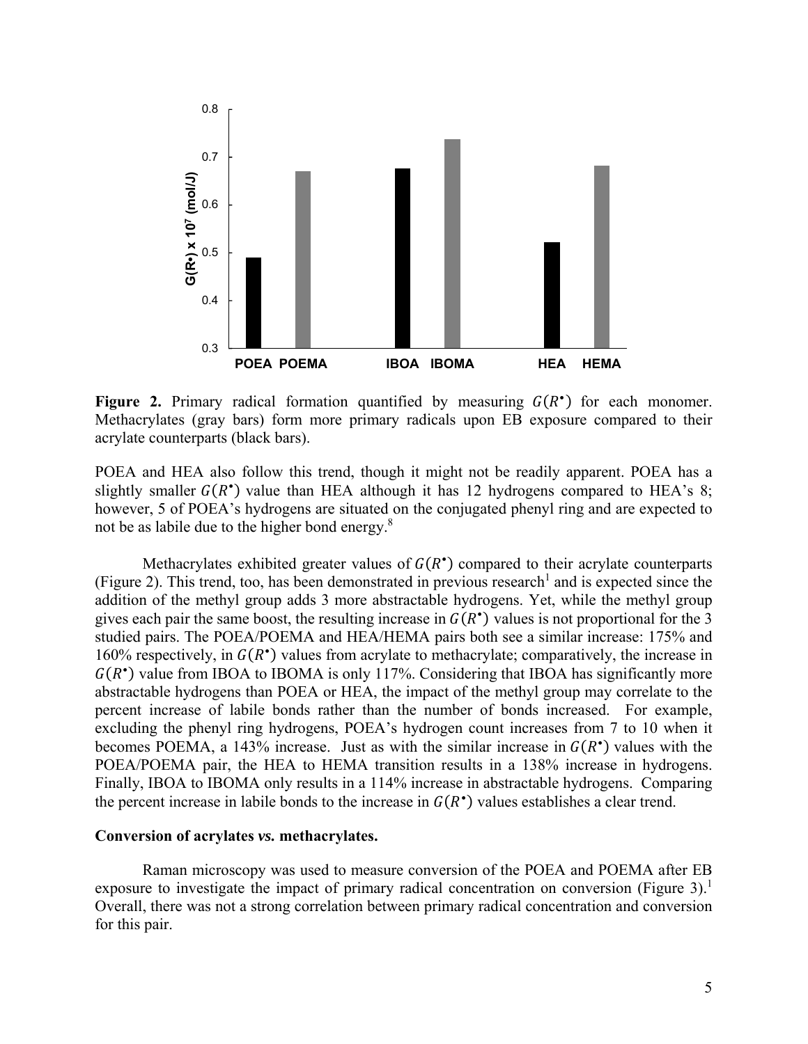**Figure 2.** Primary radical formation quantified by measuring $G(R^{\bullet})$ for each monomer. Methacrylates (gray bars) form more primary radicals upon EB exposure compared to their acrylate counterparts (black bars).

POEA and HEA also follow this trend, though it might not be readily apparent. POEA has a slightly smaller $G(R^{\bullet})$ value than HEA although it has 12 hydrogens compared to HEA's 8; however, 5 of POEA's hydrogens are situated on the conjugated phenyl ring and are expected to not be as labile due to the higher bond energy.[8]

Methacrylates exhibited greater values of $G(R^{\bullet})$ compared to their acrylate counterparts (Figure 2). This trend, too, has been demonstrated in previous research[1] and is expected since the addition of the methyl group adds 3 more abstractable hydrogens. Yet, while the methyl group gives each pair the same boost, the resulting increase in $G(R^{\bullet})$ values is not proportional for the 3 studied pairs. The POEA/POEMA and HEA/HEMA pairs both see a similar increase: 175% and 160% respectively, in $G(R^{\bullet})$ values from acrylate to methacrylate; comparatively, the increase in $G(R^{\bullet})$ value from IBOA to IBOMA is only 117%. Considering that IBOA has significantly more abstractable hydrogens than POEA or HEA, the impact of the methyl group may correlate to the percent increase of labile bonds rather than the number of bonds increased. For example, excluding the phenyl ring hydrogens, POEA's hydrogen count increases from 7 to 10 when it becomes POEMA, a 143% increase. Just as with the similar increase in $G(R^{\bullet})$ values with the POEA/POEMA pair, the HEA to HEMA transition results in a 138% increase in hydrogens. Finally, IBOA to IBOMA only results in a 114% increase in abstractable hydrogens. Comparing the percent increase in labile bonds to the increase in $G(R^{\bullet})$ values establishes a clear trend.

**Conversion of acrylates *vs.* methacrylates.**

Raman microscopy was used to measure conversion of the POEA and POEMA after EB exposure to investigate the impact of primary radical concentration on conversion (Figure 3).[1] Overall, there was not a strong correlation between primary radical concentration and conversion for this pair.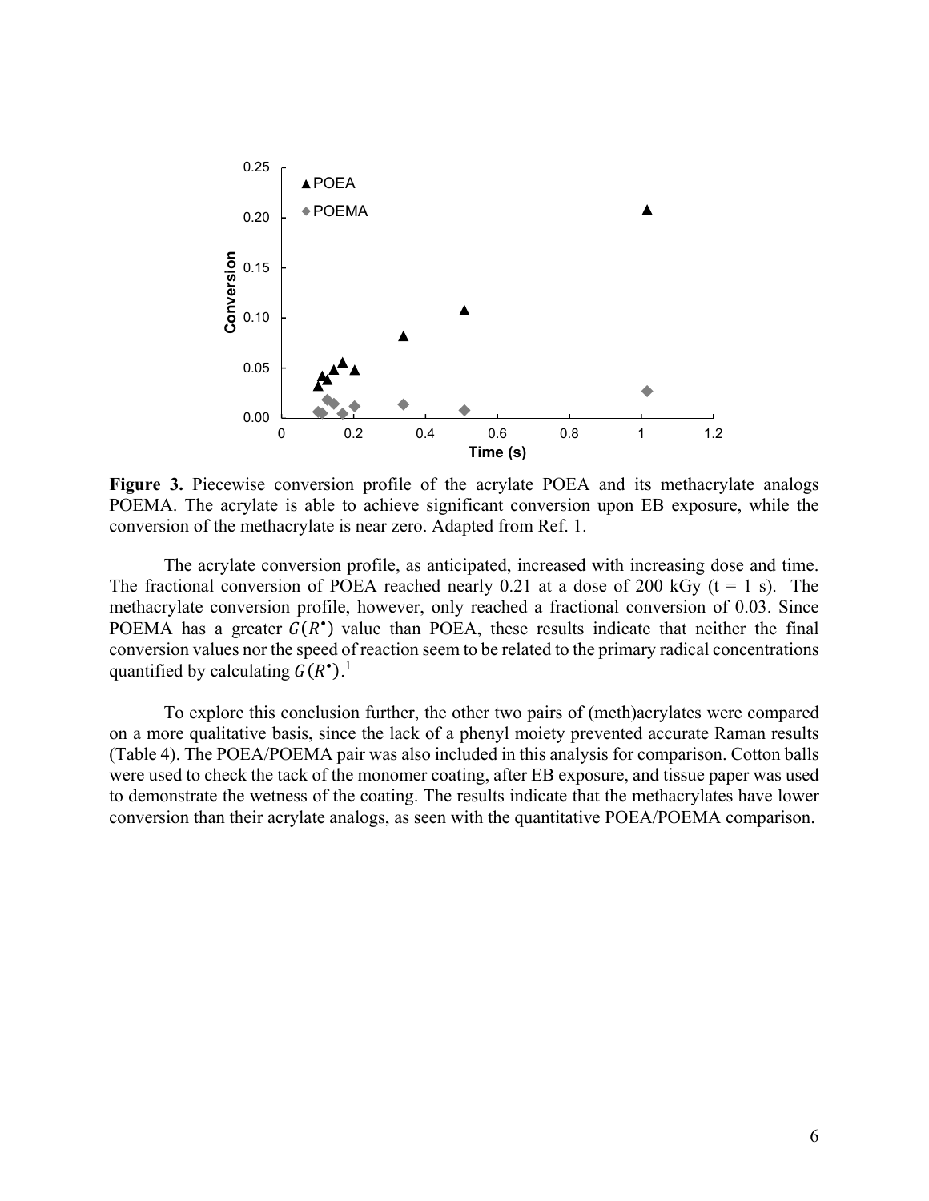**Figure 3.** Piecewise conversion profile of the acrylate POEA and its methacrylate analogs POEMA. The acrylate is able to achieve significant conversion upon EB exposure, while the conversion of the methacrylate is near zero. Adapted from Ref. 1.

The acrylate conversion profile, as anticipated, increased with increasing dose and time. The fractional conversion of POEA reached nearly 0.21 at a dose of 200 kGy (t = 1 s). The methacrylate conversion profile, however, only reached a fractional conversion of 0.03. Since POEMA has a greater $G(R^{\bullet})$ value than POEA, these results indicate that neither the final conversion values nor the speed of reaction seem to be related to the primary radical concentrations quantified by calculating $G(R^{\bullet})$.[1]

To explore this conclusion further, the other two pairs of (meth)acrylates were compared on a more qualitative basis, since the lack of a phenyl moiety prevented accurate Raman results (Table 4). The POEA/POEMA pair was also included in this analysis for comparison. Cotton balls were used to check the tack of the monomer coating, after EB exposure, and tissue paper was used to demonstrate the wetness of the coating. The results indicate that the methacrylates have lower conversion than their acrylate analogs, as seen with the quantitative POEA/POEMA comparison.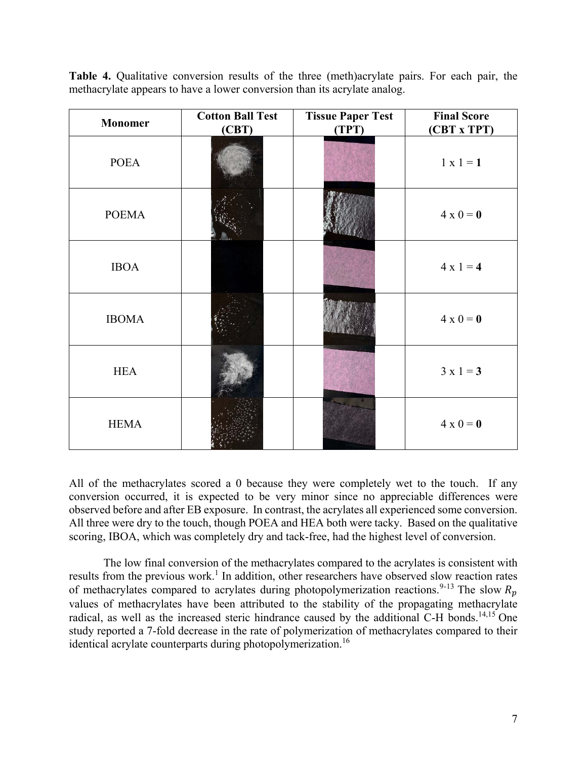**Table 4.** Qualitative conversion results of the three (meth)acrylate pairs. For each pair, the methacrylate appears to have a lower conversion than its acrylate analog.

| Monomer | Cotton Ball Test (CBT) | Tissue Paper Test (TPT) | Final Score (CBT x TPT) |
|---|---|---|---|
| POEA | | | 1 x 1 = **1** |
| POEMA | | | 4 x 0 = **0** |
| IBOA | | | 4 x 1 = **4** |
| IBOMA | | | 4 x 0 = **0** |
| HEA | | | 3 x 1 = **3** |
| HEMA | | | 4 x 0 = **0** |

All of the methacrylates scored a 0 because they were completely wet to the touch. If any conversion occurred, it is expected to be very minor since no appreciable differences were observed before and after EB exposure. In contrast, the acrylates all experienced some conversion. All three were dry to the touch, though POEA and HEA both were tacky. Based on the qualitative scoring, IBOA, which was completely dry and tack-free, had the highest level of conversion.

The low final conversion of the methacrylates compared to the acrylates is consistent with results from the previous work.[1] In addition, other researchers have observed slow reaction rates of methacrylates compared to acrylates during photopolymerization reactions.[9-13] The slow $R_p$ values of methacrylates have been attributed to the stability of the propagating methacrylate radical, as well as the increased steric hindrance caused by the additional C-H bonds.[14,15] One study reported a 7-fold decrease in the rate of polymerization of methacrylates compared to their identical acrylate counterparts during photopolymerization.[16]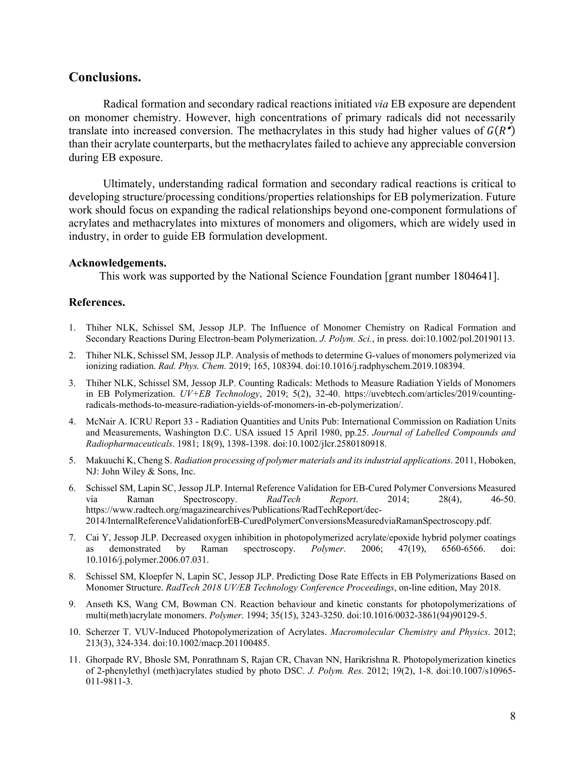## Conclusions.

Radical formation and secondary radical reactions initiated *via* EB exposure are dependent on monomer chemistry. However, high concentrations of primary radicals did not necessarily translate into increased conversion. The methacrylates in this study had higher values of $G(R^{\bullet})$ than their acrylate counterparts, but the methacrylates failed to achieve any appreciable conversion during EB exposure.

Ultimately, understanding radical formation and secondary radical reactions is critical to developing structure/processing conditions/properties relationships for EB polymerization. Future work should focus on expanding the radical relationships beyond one-component formulations of acrylates and methacrylates into mixtures of monomers and oligomers, which are widely used in industry, in order to guide EB formulation development.

### Acknowledgements.

This work was supported by the National Science Foundation [grant number 1804641].

### References.

1. Thiher NLK, Schissel SM, Jessop JLP. The Influence of Monomer Chemistry on Radical Formation and Secondary Reactions During Electron-beam Polymerization. *J. Polym. Sci.*, in press. doi:10.1002/pol.20190113.
2. Thiher NLK, Schissel SM, Jessop JLP. Analysis of methods to determine G-values of monomers polymerized via ionizing radiation. *Rad. Phys. Chem.* 2019; 165, 108394. doi:10.1016/j.radphyschem.2019.108394.
3. Thiher NLK, Schissel SM, Jessop JLP. Counting Radicals: Methods to Measure Radiation Yields of Monomers in EB Polymerization. *UV+EB Technology*, 2019; 5(2), 32-40. https://uvebtech.com/articles/2019/counting-radicals-methods-to-measure-radiation-yields-of-monomers-in-eb-polymerization/.
4. McNair A. ICRU Report 33 - Radiation Quantities and Units Pub: International Commission on Radiation Units and Measurements, Washington D.C. USA issued 15 April 1980, pp.25. *Journal of Labelled Compounds and Radiopharmaceuticals*. 1981; 18(9), 1398-1398. doi:10.1002/jlcr.2580180918.
5. Makuuchi K, Cheng S. *Radiation processing of polymer materials and its industrial applications*. 2011, Hoboken, NJ: John Wiley & Sons, Inc.
6. Schissel SM, Lapin SC, Jessop JLP. Internal Reference Validation for EB-Cured Polymer Conversions Measured via Raman Spectroscopy. *RadTech Report*. 2014; 28(4), 46-50. https://www.radtech.org/magazinearchives/Publications/RadTechReport/dec-2014/InternalReferenceValidationforEB-CuredPolymerConversionsMeasuredviaRamanSpectroscopy.pdf.
7. Cai Y, Jessop JLP. Decreased oxygen inhibition in photopolymerized acrylate/epoxide hybrid polymer coatings as demonstrated by Raman spectroscopy. *Polymer*. 2006; 47(19), 6560-6566. doi: 10.1016/j.polymer.2006.07.031.
8. Schissel SM, Kloepfer N, Lapin SC, Jessop JLP. Predicting Dose Rate Effects in EB Polymerizations Based on Monomer Structure. *RadTech 2018 UV/EB Technology Conference Proceedings*, on-line edition, May 2018.
9. Anseth KS, Wang CM, Bowman CN. Reaction behaviour and kinetic constants for photopolymerizations of multi(meth)acrylate monomers. *Polymer*. 1994; 35(15), 3243-3250. doi:10.1016/0032-3861(94)90129-5.
10. Scherzer T. VUV-Induced Photopolymerization of Acrylates. *Macromolecular Chemistry and Physics*. 2012; 213(3), 324-334. doi:10.1002/macp.201100485.
11. Ghorpade RV, Bhosle SM, Ponrathnam S, Rajan CR, Chavan NN, Harikrishna R. Photopolymerization kinetics of 2-phenylethyl (meth)acrylates studied by photo DSC. *J. Polym. Res.* 2012; 19(2), 1-8. doi:10.1007/s10965-011-9811-3.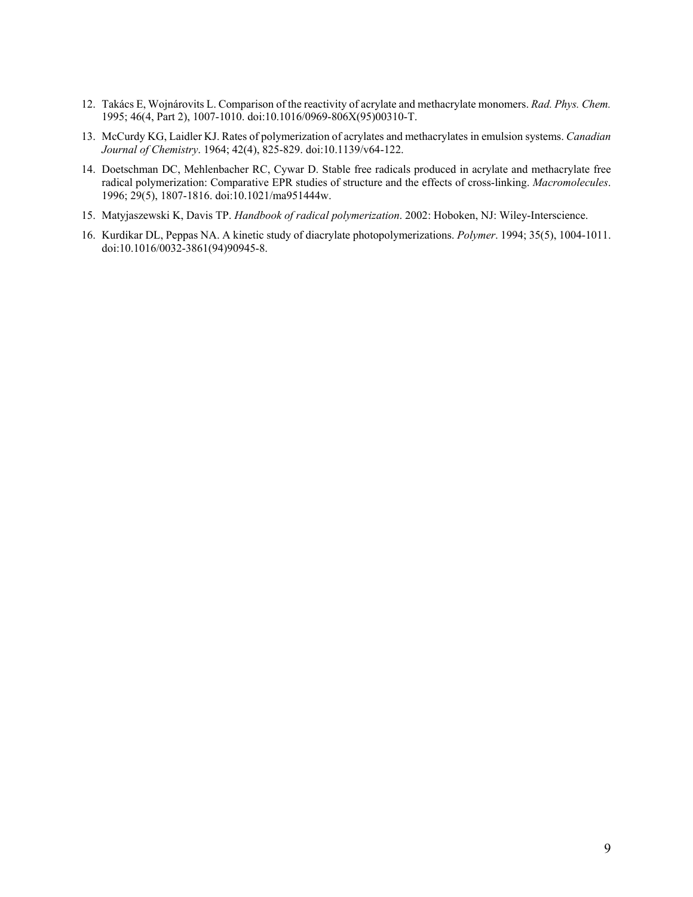12. Takács E, Wojnárovits L. Comparison of the reactivity of acrylate and methacrylate monomers. *Rad. Phys. Chem.* 1995; 46(4, Part 2), 1007-1010. doi:10.1016/0969-806X(95)00310-T.

13. McCurdy KG, Laidler KJ. Rates of polymerization of acrylates and methacrylates in emulsion systems. *Canadian Journal of Chemistry*. 1964; 42(4), 825-829. doi:10.1139/v64-122.

14. Doetschman DC, Mehlenbacher RC, Cywar D. Stable free radicals produced in acrylate and methacrylate free radical polymerization: Comparative EPR studies of structure and the effects of cross-linking. *Macromolecules*. 1996; 29(5), 1807-1816. doi:10.1021/ma951444w.

15. Matyjaszewski K, Davis TP. *Handbook of radical polymerization*. 2002: Hoboken, NJ: Wiley-Interscience.

16. Kurdikar DL, Peppas NA. A kinetic study of diacrylate photopolymerizations. *Polymer*. 1994; 35(5), 1004-1011. doi:10.1016/0032-3861(94)90945-8.